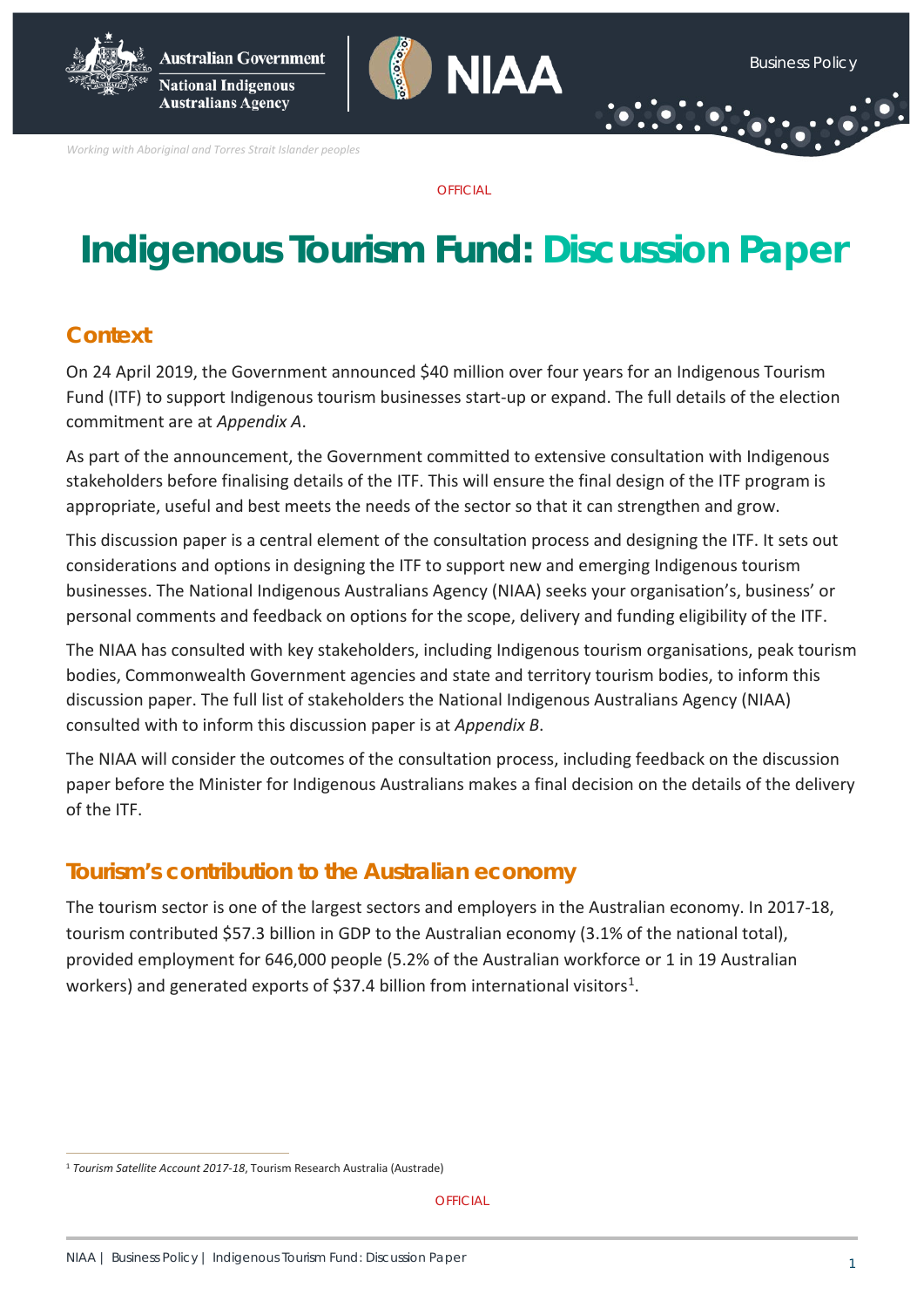# Indigenous Tourism Fund: Discussion Paper

## Context

On 24 April 2019, the Government announced $40 million over four years for an Indigenous Tourism Fund (ITF) to support Indigenous tourism businesses start-up or expand. The full details of the election commitment are at *Appendix A*.

As part of the announcement, the Government committed to extensive consultation with Indigenous stakeholders before finalising details of the ITF. This will ensure the final design of the ITF program is appropriate, useful and best meets the needs of the sector so that it can strengthen and grow.

This discussion paper is a central element of the consultation process and designing the ITF. It sets out considerations and options in designing the ITF to support new and emerging Indigenous tourism businesses. The National Indigenous Australians Agency (NIAA) seeks your organisation's, business' or personal comments and feedback on options for the scope, delivery and funding eligibility of the ITF.

The NIAA has consulted with key stakeholders, including Indigenous tourism organisations, peak tourism bodies, Commonwealth Government agencies and state and territory tourism bodies, to inform this discussion paper. The full list of stakeholders the National Indigenous Australians Agency (NIAA) consulted with to inform this discussion paper is at *Appendix B*.

The NIAA will consider the outcomes of the consultation process, including feedback on the discussion paper before the Minister for Indigenous Australians makes a final decision on the details of the delivery of the ITF.

## Tourism's contribution to the Australian economy

The tourism sector is one of the largest sectors and employers in the Australian economy. In 2017-18, tourism contributed $57.3 billion in GDP to the Australian economy (3.1% of the national total), provided employment for 646,000 people (5.2% of the Australian workforce or 1 in 19 Australian workers) and generated exports of $37.4 billion from international visitors[1].

[1] *Tourism Satellite Account 2017-18*, Tourism Research Australia (Austrade)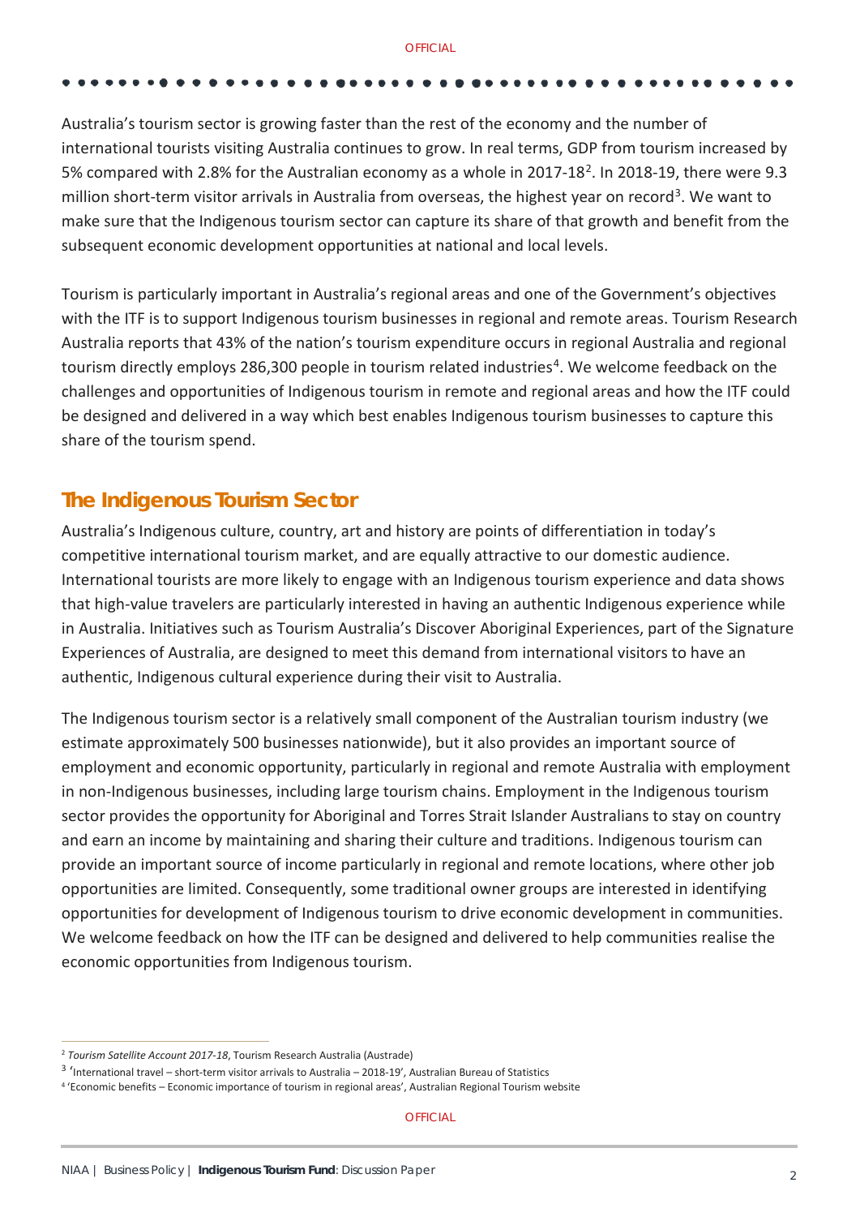Australia's tourism sector is growing faster than the rest of the economy and the number of international tourists visiting Australia continues to grow. In real terms, GDP from tourism increased by 5% compared with 2.8% for the Australian economy as a whole in 2017-18[2]. In 2018-19, there were 9.3 million short-term visitor arrivals in Australia from overseas, the highest year on record[3]. We want to make sure that the Indigenous tourism sector can capture its share of that growth and benefit from the subsequent economic development opportunities at national and local levels.

Tourism is particularly important in Australia's regional areas and one of the Government's objectives with the ITF is to support Indigenous tourism businesses in regional and remote areas. Tourism Research Australia reports that 43% of the nation's tourism expenditure occurs in regional Australia and regional tourism directly employs 286,300 people in tourism related industries[4]. We welcome feedback on the challenges and opportunities of Indigenous tourism in remote and regional areas and how the ITF could be designed and delivered in a way which best enables Indigenous tourism businesses to capture this share of the tourism spend.

## The Indigenous Tourism Sector

Australia's Indigenous culture, country, art and history are points of differentiation in today's competitive international tourism market, and are equally attractive to our domestic audience. International tourists are more likely to engage with an Indigenous tourism experience and data shows that high-value travelers are particularly interested in having an authentic Indigenous experience while in Australia. Initiatives such as Tourism Australia's Discover Aboriginal Experiences, part of the Signature Experiences of Australia, are designed to meet this demand from international visitors to have an authentic, Indigenous cultural experience during their visit to Australia.

The Indigenous tourism sector is a relatively small component of the Australian tourism industry (we estimate approximately 500 businesses nationwide), but it also provides an important source of employment and economic opportunity, particularly in regional and remote Australia with employment in non-Indigenous businesses, including large tourism chains. Employment in the Indigenous tourism sector provides the opportunity for Aboriginal and Torres Strait Islander Australians to stay on country and earn an income by maintaining and sharing their culture and traditions. Indigenous tourism can provide an important source of income particularly in regional and remote locations, where other job opportunities are limited. Consequently, some traditional owner groups are interested in identifying opportunities for development of Indigenous tourism to drive economic development in communities. We welcome feedback on how the ITF can be designed and delivered to help communities realise the economic opportunities from Indigenous tourism.

---

[2] *Tourism Satellite Account 2017-18*, Tourism Research Australia (Austrade)

[3] 'International travel – short-term visitor arrivals to Australia – 2018-19', Australian Bureau of Statistics

[4] 'Economic benefits – Economic importance of tourism in regional areas', Australian Regional Tourism website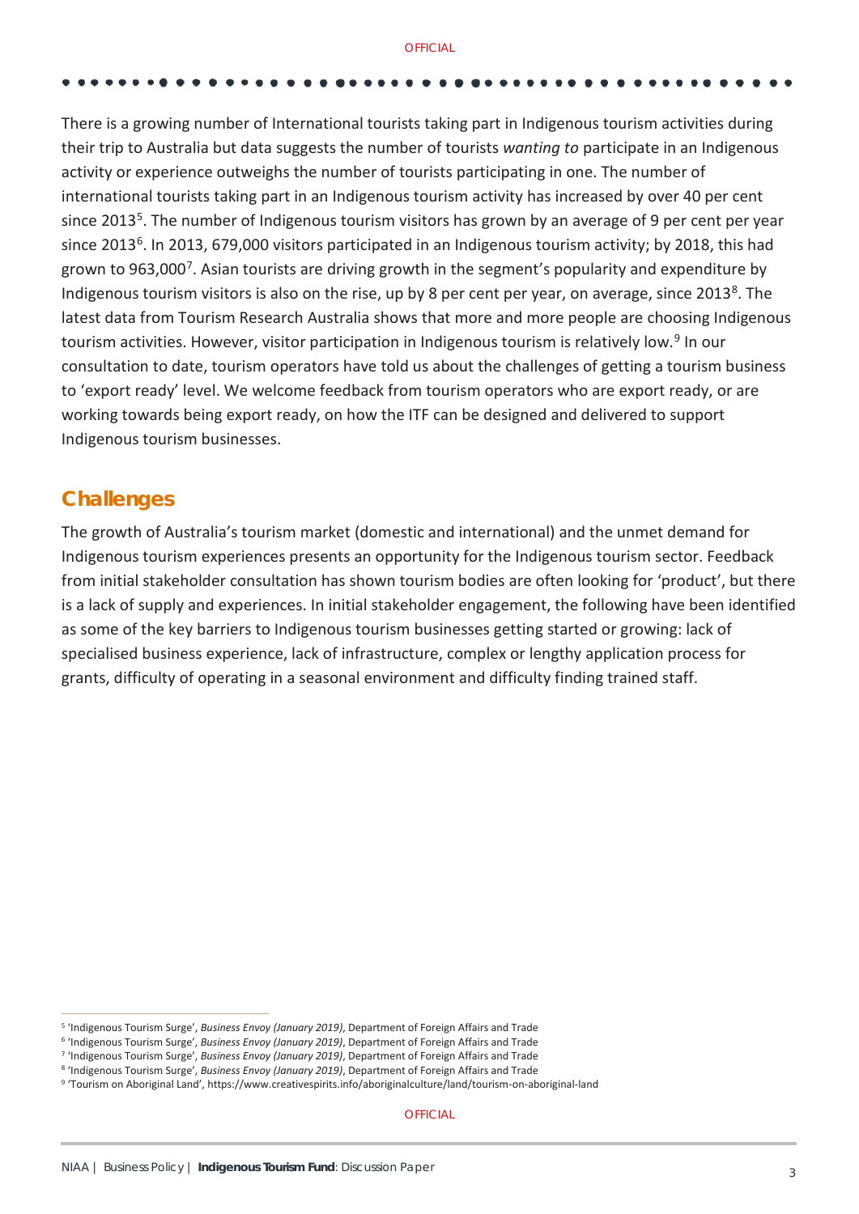There is a growing number of International tourists taking part in Indigenous tourism activities during their trip to Australia but data suggests the number of tourists *wanting to* participate in an Indigenous activity or experience outweighs the number of tourists participating in one. The number of international tourists taking part in an Indigenous tourism activity has increased by over 40 per cent since 2013[5]. The number of Indigenous tourism visitors has grown by an average of 9 per cent per year since 2013[6]. In 2013, 679,000 visitors participated in an Indigenous tourism activity; by 2018, this had grown to 963,000[7]. Asian tourists are driving growth in the segment's popularity and expenditure by Indigenous tourism visitors is also on the rise, up by 8 per cent per year, on average, since 2013[8]. The latest data from Tourism Research Australia shows that more and more people are choosing Indigenous tourism activities. However, visitor participation in Indigenous tourism is relatively low.[9] In our consultation to date, tourism operators have told us about the challenges of getting a tourism business to 'export ready' level. We welcome feedback from tourism operators who are export ready, or are working towards being export ready, on how the ITF can be designed and delivered to support Indigenous tourism businesses.

## Challenges

The growth of Australia's tourism market (domestic and international) and the unmet demand for Indigenous tourism experiences presents an opportunity for the Indigenous tourism sector. Feedback from initial stakeholder consultation has shown tourism bodies are often looking for 'product', but there is a lack of supply and experiences. In initial stakeholder engagement, the following have been identified as some of the key barriers to Indigenous tourism businesses getting started or growing: lack of specialised business experience, lack of infrastructure, complex or lengthy application process for grants, difficulty of operating in a seasonal environment and difficulty finding trained staff.

---

[5] 'Indigenous Tourism Surge', *Business Envoy (January 2019)*, Department of Foreign Affairs and Trade

[6] 'Indigenous Tourism Surge', *Business Envoy (January 2019)*, Department of Foreign Affairs and Trade

[7] 'Indigenous Tourism Surge', *Business Envoy (January 2019)*, Department of Foreign Affairs and Trade

[8] 'Indigenous Tourism Surge', *Business Envoy (January 2019)*, Department of Foreign Affairs and Trade

[9] 'Tourism on Aboriginal Land', https://www.creativespirits.info/aboriginalculture/land/tourism-on-aboriginal-land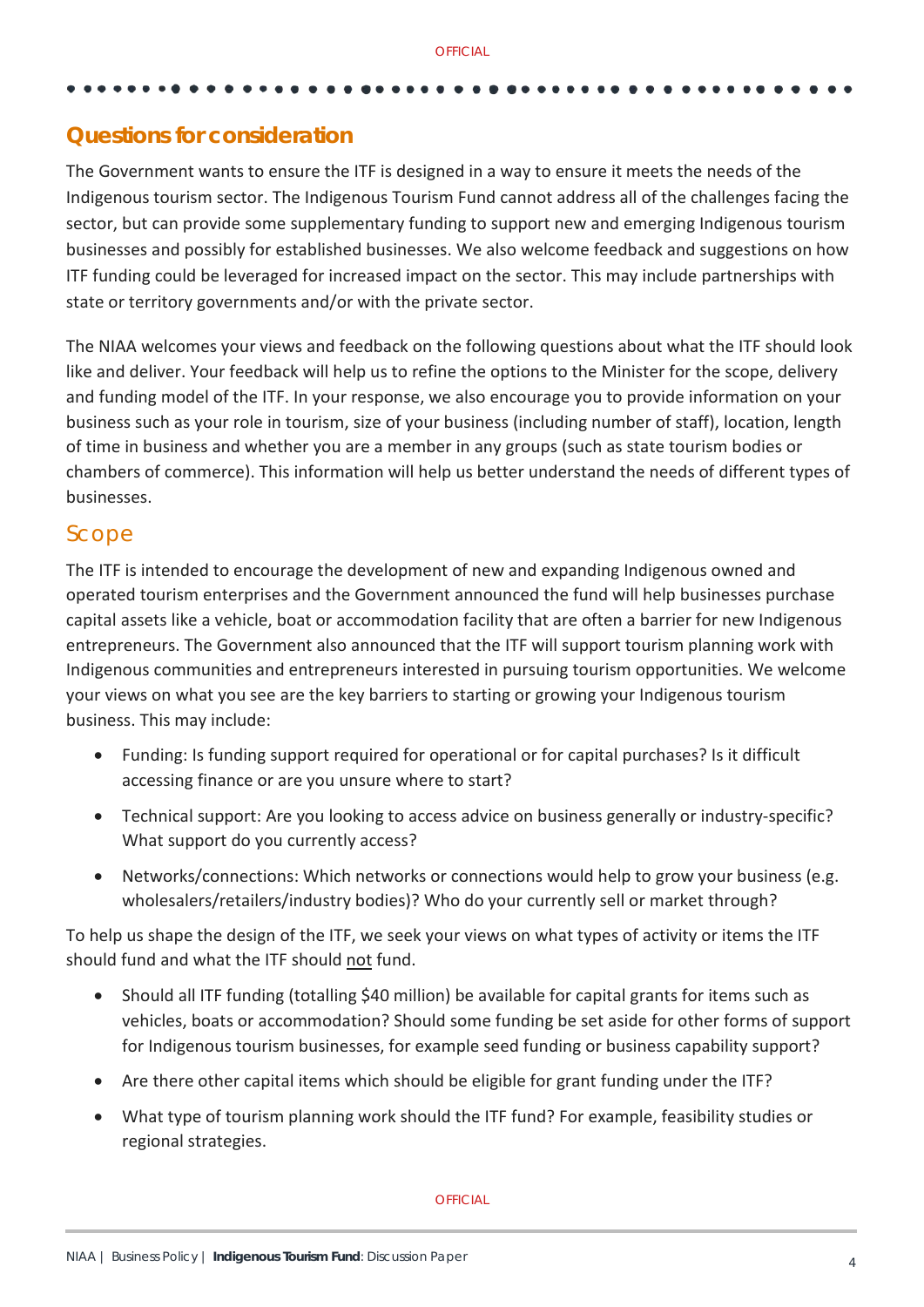## Questions for consideration

The Government wants to ensure the ITF is designed in a way to ensure it meets the needs of the Indigenous tourism sector. The Indigenous Tourism Fund cannot address all of the challenges facing the sector, but can provide some supplementary funding to support new and emerging Indigenous tourism businesses and possibly for established businesses. We also welcome feedback and suggestions on how ITF funding could be leveraged for increased impact on the sector. This may include partnerships with state or territory governments and/or with the private sector.

The NIAA welcomes your views and feedback on the following questions about what the ITF should look like and deliver. Your feedback will help us to refine the options to the Minister for the scope, delivery and funding model of the ITF. In your response, we also encourage you to provide information on your business such as your role in tourism, size of your business (including number of staff), location, length of time in business and whether you are a member in any groups (such as state tourism bodies or chambers of commerce). This information will help us better understand the needs of different types of businesses.

### Scope

The ITF is intended to encourage the development of new and expanding Indigenous owned and operated tourism enterprises and the Government announced the fund will help businesses purchase capital assets like a vehicle, boat or accommodation facility that are often a barrier for new Indigenous entrepreneurs. The Government also announced that the ITF will support tourism planning work with Indigenous communities and entrepreneurs interested in pursuing tourism opportunities. We welcome your views on what you see are the key barriers to starting or growing your Indigenous tourism business. This may include:

- Funding: Is funding support required for operational or for capital purchases? Is it difficult accessing finance or are you unsure where to start?
- Technical support: Are you looking to access advice on business generally or industry-specific? What support do you currently access?
- Networks/connections: Which networks or connections would help to grow your business (e.g. wholesalers/retailers/industry bodies)? Who do your currently sell or market through?

To help us shape the design of the ITF, we seek your views on what types of activity or items the ITF should fund and what the ITF should <u>not</u> fund.

- Should all ITF funding (totalling $40 million) be available for capital grants for items such as vehicles, boats or accommodation? Should some funding be set aside for other forms of support for Indigenous tourism businesses, for example seed funding or business capability support?
- Are there other capital items which should be eligible for grant funding under the ITF?
- What type of tourism planning work should the ITF fund? For example, feasibility studies or regional strategies.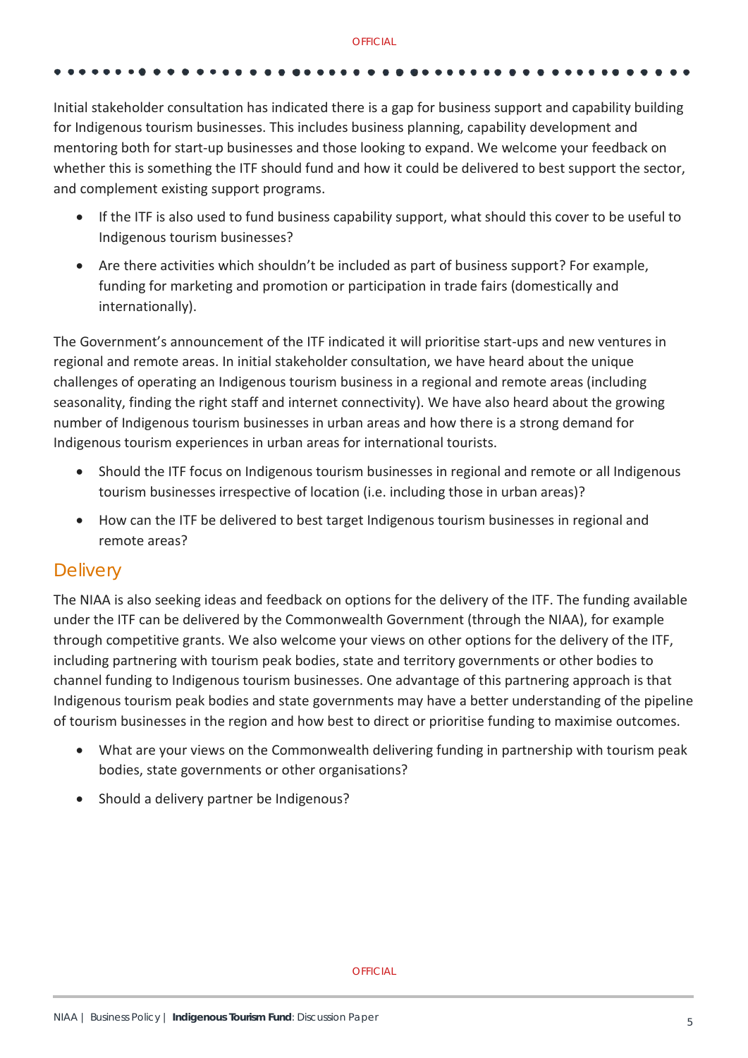Initial stakeholder consultation has indicated there is a gap for business support and capability building for Indigenous tourism businesses. This includes business planning, capability development and mentoring both for start-up businesses and those looking to expand. We welcome your feedback on whether this is something the ITF should fund and how it could be delivered to best support the sector, and complement existing support programs.

- If the ITF is also used to fund business capability support, what should this cover to be useful to Indigenous tourism businesses?
- Are there activities which shouldn't be included as part of business support? For example, funding for marketing and promotion or participation in trade fairs (domestically and internationally).

The Government's announcement of the ITF indicated it will prioritise start-ups and new ventures in regional and remote areas. In initial stakeholder consultation, we have heard about the unique challenges of operating an Indigenous tourism business in a regional and remote areas (including seasonality, finding the right staff and internet connectivity). We have also heard about the growing number of Indigenous tourism businesses in urban areas and how there is a strong demand for Indigenous tourism experiences in urban areas for international tourists.

- Should the ITF focus on Indigenous tourism businesses in regional and remote or all Indigenous tourism businesses irrespective of location (i.e. including those in urban areas)?
- How can the ITF be delivered to best target Indigenous tourism businesses in regional and remote areas?

## Delivery

The NIAA is also seeking ideas and feedback on options for the delivery of the ITF. The funding available under the ITF can be delivered by the Commonwealth Government (through the NIAA), for example through competitive grants. We also welcome your views on other options for the delivery of the ITF, including partnering with tourism peak bodies, state and territory governments or other bodies to channel funding to Indigenous tourism businesses. One advantage of this partnering approach is that Indigenous tourism peak bodies and state governments may have a better understanding of the pipeline of tourism businesses in the region and how best to direct or prioritise funding to maximise outcomes.

- What are your views on the Commonwealth delivering funding in partnership with tourism peak bodies, state governments or other organisations?
- Should a delivery partner be Indigenous?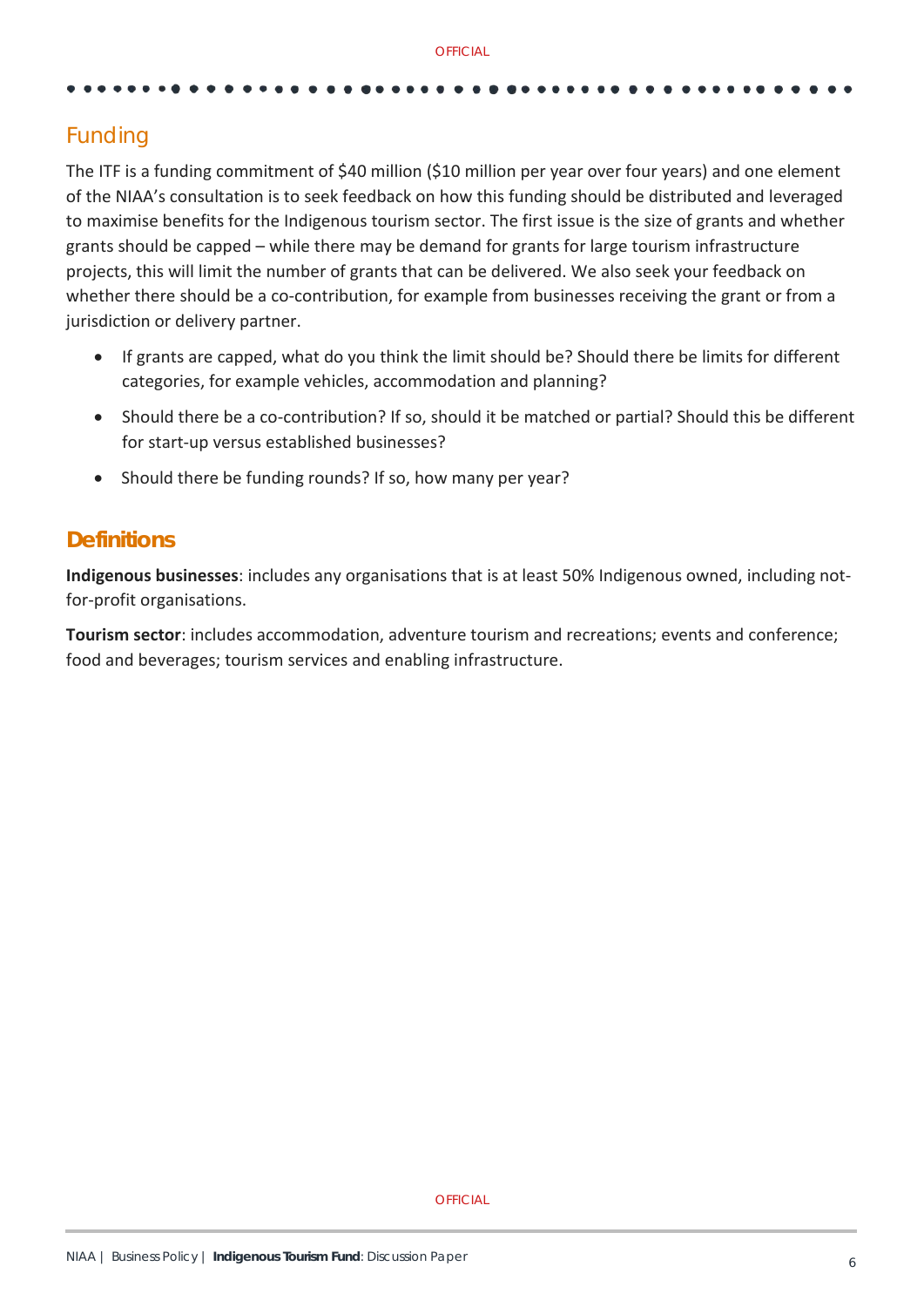## Funding

The ITF is a funding commitment of $40 million ($10 million per year over four years) and one element of the NIAA's consultation is to seek feedback on how this funding should be distributed and leveraged to maximise benefits for the Indigenous tourism sector. The first issue is the size of grants and whether grants should be capped – while there may be demand for grants for large tourism infrastructure projects, this will limit the number of grants that can be delivered. We also seek your feedback on whether there should be a co-contribution, for example from businesses receiving the grant or from a jurisdiction or delivery partner.

- If grants are capped, what do you think the limit should be? Should there be limits for different categories, for example vehicles, accommodation and planning?
- Should there be a co-contribution? If so, should it be matched or partial? Should this be different for start-up versus established businesses?
- Should there be funding rounds? If so, how many per year?

## Definitions

**Indigenous businesses**: includes any organisations that is at least 50% Indigenous owned, including not-for-profit organisations.

**Tourism sector**: includes accommodation, adventure tourism and recreations; events and conference; food and beverages; tourism services and enabling infrastructure.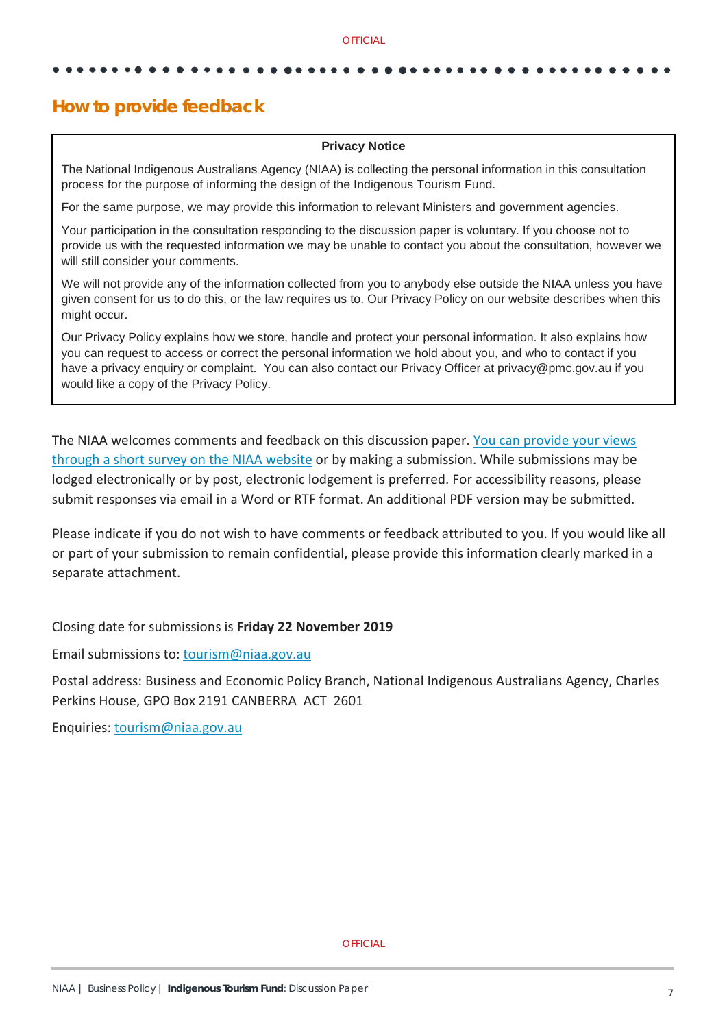## How to provide feedback

**Privacy Notice**

The National Indigenous Australians Agency (NIAA) is collecting the personal information in this consultation process for the purpose of informing the design of the Indigenous Tourism Fund.

For the same purpose, we may provide this information to relevant Ministers and government agencies.

Your participation in the consultation responding to the discussion paper is voluntary. If you choose not to provide us with the requested information we may be unable to contact you about the consultation, however we will still consider your comments.

We will not provide any of the information collected from you to anybody else outside the NIAA unless you have given consent for us to do this, or the law requires us to. Our Privacy Policy on our website describes when this might occur.

Our Privacy Policy explains how we store, handle and protect your personal information. It also explains how you can request to access or correct the personal information we hold about you, and who to contact if you have a privacy enquiry or complaint. You can also contact our Privacy Officer at privacy@pmc.gov.au if you would like a copy of the Privacy Policy.

The NIAA welcomes comments and feedback on this discussion paper. You can provide your views through a short survey on the NIAA website or by making a submission. While submissions may be lodged electronically or by post, electronic lodgement is preferred. For accessibility reasons, please submit responses via email in a Word or RTF format. An additional PDF version may be submitted.

Please indicate if you do not wish to have comments or feedback attributed to you. If you would like all or part of your submission to remain confidential, please provide this information clearly marked in a separate attachment.

Closing date for submissions is **Friday 22 November 2019**

Email submissions to: tourism@niaa.gov.au

Postal address: Business and Economic Policy Branch, National Indigenous Australians Agency, Charles Perkins House, GPO Box 2191 CANBERRA ACT 2601

Enquiries: tourism@niaa.gov.au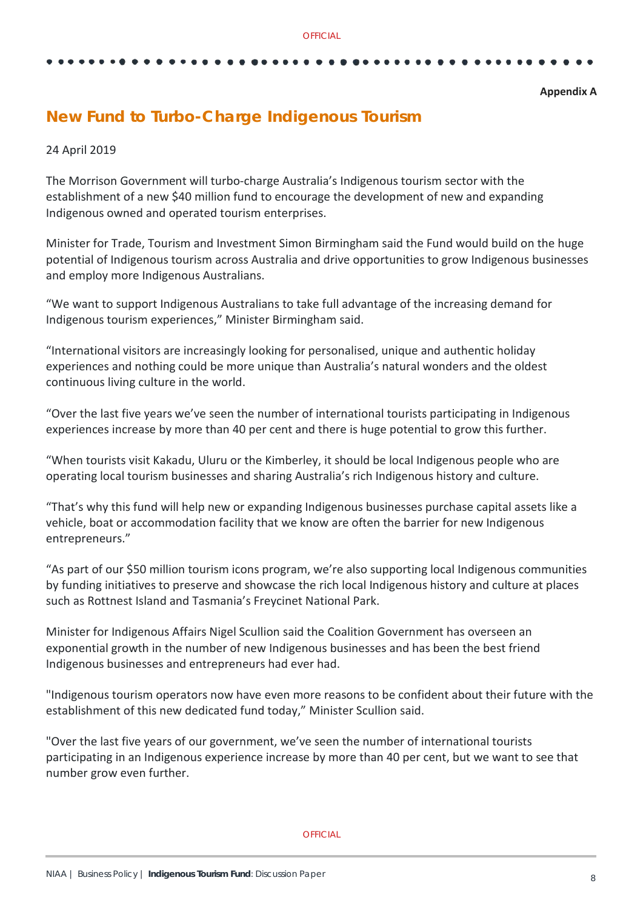**Appendix A**

## New Fund to Turbo-Charge Indigenous Tourism

24 April 2019

The Morrison Government will turbo-charge Australia's Indigenous tourism sector with the establishment of a new $40 million fund to encourage the development of new and expanding Indigenous owned and operated tourism enterprises.

Minister for Trade, Tourism and Investment Simon Birmingham said the Fund would build on the huge potential of Indigenous tourism across Australia and drive opportunities to grow Indigenous businesses and employ more Indigenous Australians.

"We want to support Indigenous Australians to take full advantage of the increasing demand for Indigenous tourism experiences," Minister Birmingham said.

"International visitors are increasingly looking for personalised, unique and authentic holiday experiences and nothing could be more unique than Australia's natural wonders and the oldest continuous living culture in the world.

"Over the last five years we've seen the number of international tourists participating in Indigenous experiences increase by more than 40 per cent and there is huge potential to grow this further.

"When tourists visit Kakadu, Uluru or the Kimberley, it should be local Indigenous people who are operating local tourism businesses and sharing Australia's rich Indigenous history and culture.

"That's why this fund will help new or expanding Indigenous businesses purchase capital assets like a vehicle, boat or accommodation facility that we know are often the barrier for new Indigenous entrepreneurs."

"As part of our $50 million tourism icons program, we're also supporting local Indigenous communities by funding initiatives to preserve and showcase the rich local Indigenous history and culture at places such as Rottnest Island and Tasmania's Freycinet National Park.

Minister for Indigenous Affairs Nigel Scullion said the Coalition Government has overseen an exponential growth in the number of new Indigenous businesses and has been the best friend Indigenous businesses and entrepreneurs had ever had.

"Indigenous tourism operators now have even more reasons to be confident about their future with the establishment of this new dedicated fund today," Minister Scullion said.

"Over the last five years of our government, we've seen the number of international tourists participating in an Indigenous experience increase by more than 40 per cent, but we want to see that number grow even further.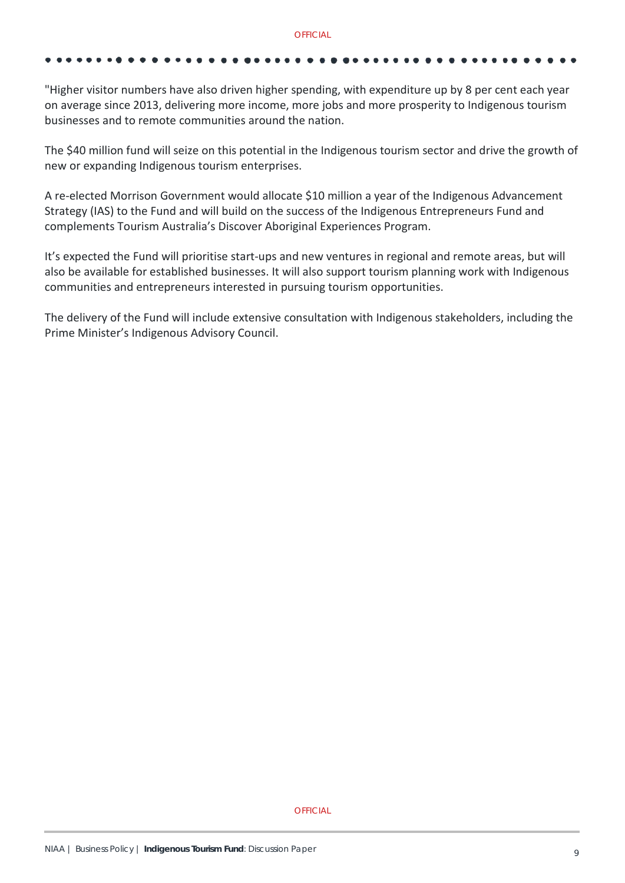"Higher visitor numbers have also driven higher spending, with expenditure up by 8 per cent each year on average since 2013, delivering more income, more jobs and more prosperity to Indigenous tourism businesses and to remote communities around the nation.

The $40 million fund will seize on this potential in the Indigenous tourism sector and drive the growth of new or expanding Indigenous tourism enterprises.

A re-elected Morrison Government would allocate $10 million a year of the Indigenous Advancement Strategy (IAS) to the Fund and will build on the success of the Indigenous Entrepreneurs Fund and complements Tourism Australia's Discover Aboriginal Experiences Program.

It's expected the Fund will prioritise start-ups and new ventures in regional and remote areas, but will also be available for established businesses. It will also support tourism planning work with Indigenous communities and entrepreneurs interested in pursuing tourism opportunities.

The delivery of the Fund will include extensive consultation with Indigenous stakeholders, including the Prime Minister's Indigenous Advisory Council.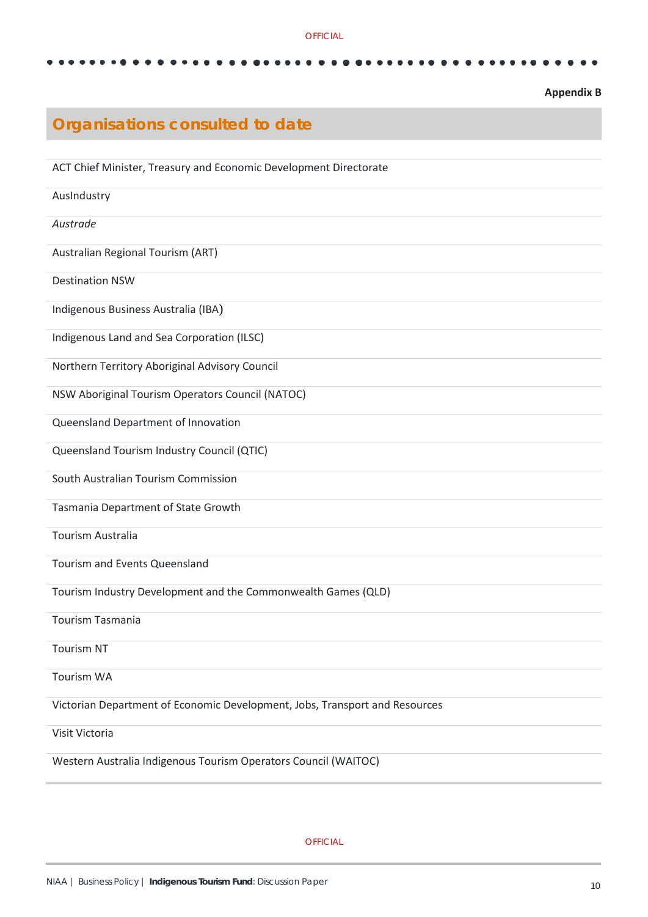Appendix B

## Organisations consulted to date

| |
|---|
| ACT Chief Minister, Treasury and Economic Development Directorate |
| AusIndustry |
| *Austrade* |
| Australian Regional Tourism (ART) |
| Destination NSW |
| Indigenous Business Australia (IBA) |
| Indigenous Land and Sea Corporation (ILSC) |
| Northern Territory Aboriginal Advisory Council |
| NSW Aboriginal Tourism Operators Council (NATOC) |
| Queensland Department of Innovation |
| Queensland Tourism Industry Council (QTIC) |
| South Australian Tourism Commission |
| Tasmania Department of State Growth |
| Tourism Australia |
| Tourism and Events Queensland |
| Tourism Industry Development and the Commonwealth Games (QLD) |
| Tourism Tasmania |
| Tourism NT |
| Tourism WA |
| Victorian Department of Economic Development, Jobs, Transport and Resources |
| Visit Victoria |
| Western Australia Indigenous Tourism Operators Council (WAITOC) |